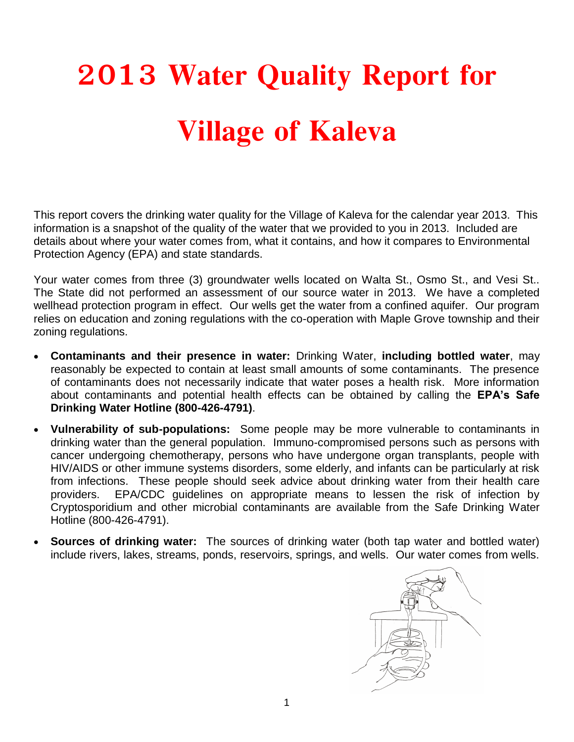# 2013 Water Quality Report for Village of Kaleva

This report covers the drinking water quality for the Village of Kaleva for the calendar year 2013. This information is a snapshot of the quality of the water that we provided to you in 2013. Included are details about where your water comes from, what it contains, and how it compares to Environmental Protection Agency (EPA) and state standards.

Your water comes from three (3) groundwater wells located on Walta St., Osmo St., and Vesi St.. The State did not performed an assessment of our source water in 2013. We have a completed wellhead protection program in effect. Our wells get the water from a confined aquifer. Our program relies on education and zoning regulations with the co-operation with Maple Grove township and their zoning regulations.

- **Contaminants and their presence in water:** Drinking Water, **including bottled water**, may reasonably be expected to contain at least small amounts of some contaminants. The presence of contaminants does not necessarily indicate that water poses a health risk. More information about contaminants and potential health effects can be obtained by calling the **EPA's Safe Drinking Water Hotline (800-426-4791)**.
- **Vulnerability of sub-populations:** Some people may be more vulnerable to contaminants in drinking water than the general population. Immuno-compromised persons such as persons with cancer undergoing chemotherapy, persons who have undergone organ transplants, people with HIV/AIDS or other immune systems disorders, some elderly, and infants can be particularly at risk from infections. These people should seek advice about drinking water from their health care providers. EPA/CDC guidelines on appropriate means to lessen the risk of infection by Cryptosporidium and other microbial contaminants are available from the Safe Drinking Water Hotline (800-426-4791).
- **Sources of drinking water:** The sources of drinking water (both tap water and bottled water) include rivers, lakes, streams, ponds, reservoirs, springs, and wells. Our water comes from wells.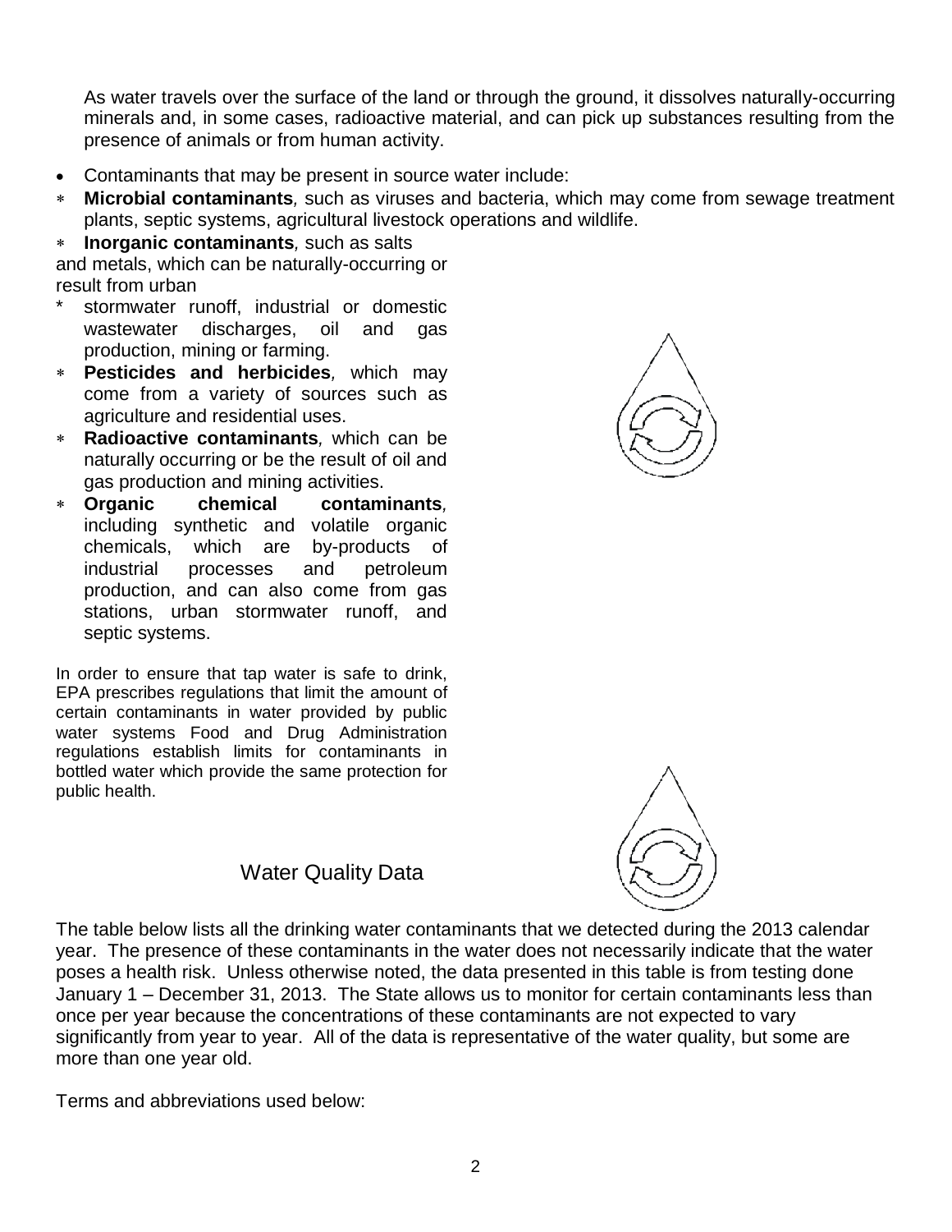As water travels over the surface of the land or through the ground, it dissolves naturally-occurring minerals and, in some cases, radioactive material, and can pick up substances resulting from the presence of animals or from human activity.

- Contaminants that may be present in source water include:
- **Microbial contaminants**, such as viruses and bacteria, which may come from sewage treatment plants, septic systems, agricultural livestock operations and wildlife.
- **Inorganic contaminants**, such as salts and metals, which can be naturally-occurring or result from urban stormwater runoff, industrial or domestic wastewater discharges, oil and gas production, mining or farming.
- **Pesticides and herbicides**, which may come from a variety of sources such as agriculture and residential uses.
- **Radioactive contaminants**, which can be naturally occurring or be the result of oil and gas production and mining activities.
- **Organic chemical contaminants**, including synthetic and volatile organic chemicals, which are by-products of industrial processes and petroleum production, and can also come from gas stations, urban stormwater runoff, and septic systems.

In order to ensure that tap water is safe to drink, EPA prescribes regulations that limit the amount of certain contaminants in water provided by public water systems Food and Drug Administration regulations establish limits for contaminants in bottled water which provide the same protection for public health.

## Water Quality Data

The table below lists all the drinking water contaminants that we detected during the 2013 calendar year. The presence of these contaminants in the water does not necessarily indicate that the water poses a health risk. Unless otherwise noted, the data presented in this table is from testing done January 1 – December 31, 2013. The State allows us to monitor for certain contaminants less than once per year because the concentrations of these contaminants are not expected to vary significantly from year to year. All of the data is representative of the water quality, but some are more than one year old.

Terms and abbreviations used below: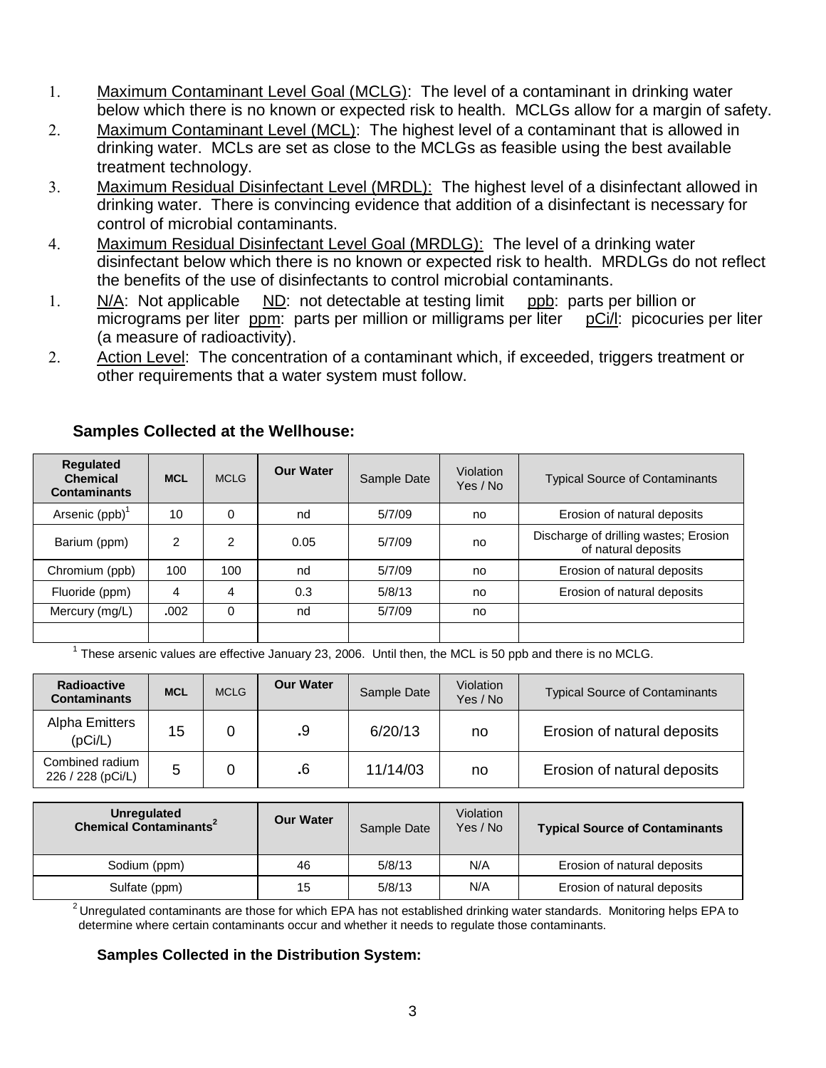1. Maximum Contaminant Level Goal (MCLG): The level of a contaminant in drinking water below which there is no known or expected risk to health. MCLGs allow for a margin of safety.
2. Maximum Contaminant Level (MCL): The highest level of a contaminant that is allowed in drinking water. MCLs are set as close to the MCLGs as feasible using the best available treatment technology.
3. Maximum Residual Disinfectant Level (MRDL): The highest level of a disinfectant allowed in drinking water. There is convincing evidence that addition of a disinfectant is necessary for control of microbial contaminants.
4. Maximum Residual Disinfectant Level Goal (MRDLG): The level of a drinking water disinfectant below which there is no known or expected risk to health. MRDLGs do not reflect the benefits of the use of disinfectants to control microbial contaminants.
1. N/A: Not applicable ND: not detectable at testing limit ppb: parts per billion or micrograms per liter ppm: parts per million or milligrams per liter pCi/l: picocuries per liter (a measure of radioactivity).
2. Action Level: The concentration of a contaminant which, if exceeded, triggers treatment or other requirements that a water system must follow.

### Samples Collected at the Wellhouse:

| Regulated Chemical Contaminants | MCL | MCLG | Our Water | Sample Date | Violation Yes / No | Typical Source of Contaminants |
|---|---|---|---|---|---|---|
| Arsenic (ppb)[1] | 10 | 0 | nd | 5/7/09 | no | Erosion of natural deposits |
| Barium (ppm) | 2 | 2 | 0.05 | 5/7/09 | no | Discharge of drilling wastes; Erosion of natural deposits |
| Chromium (ppb) | 100 | 100 | nd | 5/7/09 | no | Erosion of natural deposits |
| Fluoride (ppm) | 4 | 4 | 0.3 | 5/8/13 | no | Erosion of natural deposits |
| Mercury (mg/L) | .002 | 0 | nd | 5/7/09 | no | |
| | | | | | | |

[1] These arsenic values are effective January 23, 2006. Until then, the MCL is 50 ppb and there is no MCLG.

| Radioactive Contaminants | MCL | MCLG | Our Water | Sample Date | Violation Yes / No | Typical Source of Contaminants |
|---|---|---|---|---|---|---|
| Alpha Emitters (pCi/L) | 15 | 0 | .9 | 6/20/13 | no | Erosion of natural deposits |
| Combined radium 226 / 228 (pCi/L) | 5 | 0 | .6 | 11/14/03 | no | Erosion of natural deposits |

| Unregulated Chemical Contaminants[2] | Our Water | Sample Date | Violation Yes / No | Typical Source of Contaminants |
|---|---|---|---|---|
| Sodium (ppm) | 46 | 5/8/13 | N/A | Erosion of natural deposits |
| Sulfate (ppm) | 15 | 5/8/13 | N/A | Erosion of natural deposits |

[2] Unregulated contaminants are those for which EPA has not established drinking water standards. Monitoring helps EPA to determine where certain contaminants occur and whether it needs to regulate those contaminants.

### Samples Collected in the Distribution System: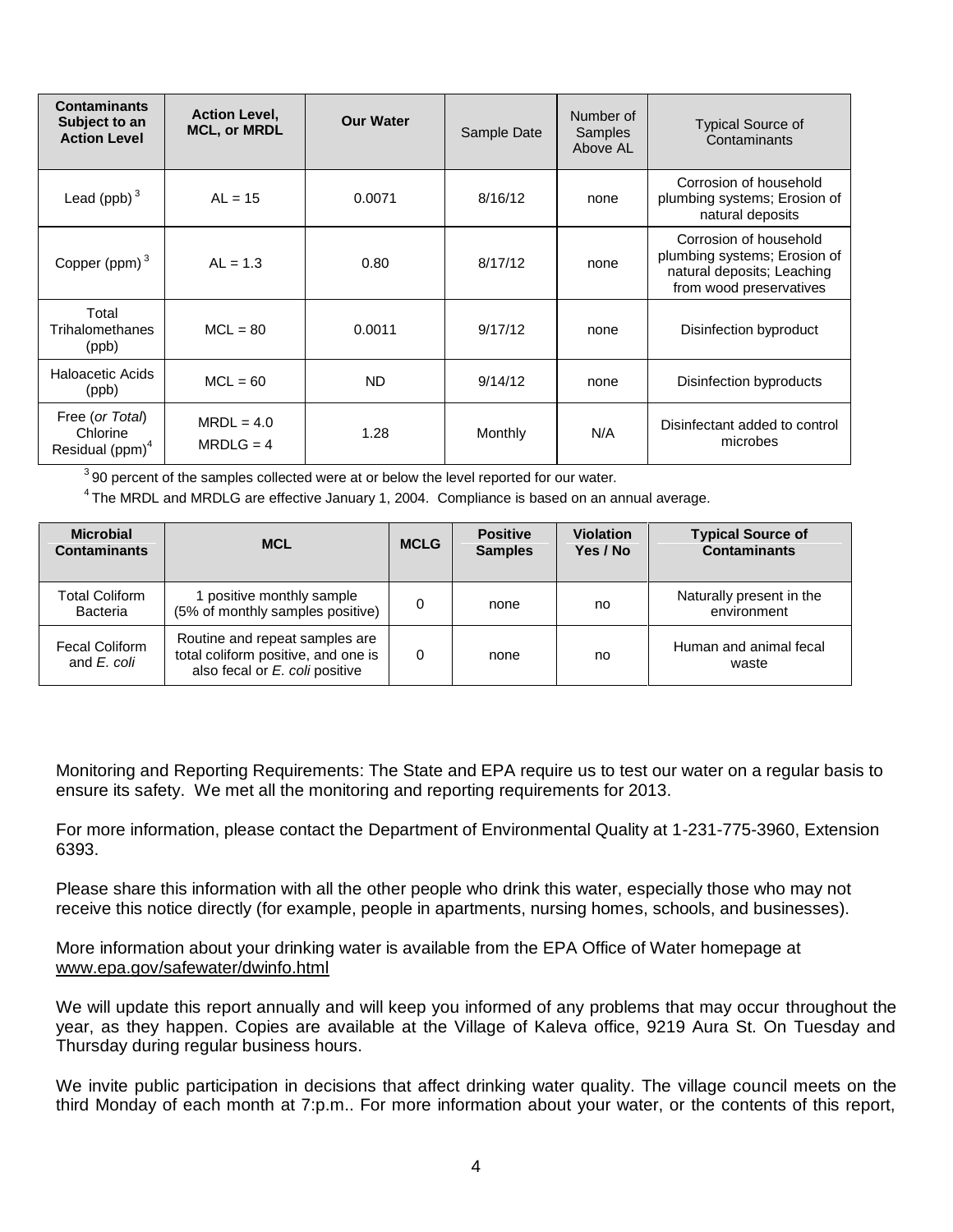| **Contaminants Subject to an Action Level** | **Action Level, MCL, or MRDL** | **Our Water** | Sample Date | Number of Samples Above AL | Typical Source of Contaminants |
|---|---|---|---|---|---|
| Lead (ppb)[3] | AL = 15 | 0.0071 | 8/16/12 | none | Corrosion of household plumbing systems; Erosion of natural deposits |
| Copper (ppm)[3] | AL = 1.3 | 0.80 | 8/17/12 | none | Corrosion of household plumbing systems; Erosion of natural deposits; Leaching from wood preservatives |
| Total Trihalomethanes (ppb) | MCL = 80 | 0.0011 | 9/17/12 | none | Disinfection byproduct |
| Haloacetic Acids (ppb) | MCL = 60 | ND | 9/14/12 | none | Disinfection byproducts |
| Free (*or Total*) Chlorine Residual (ppm)[4] | MRDL = 4.0 MRDLG = 4 | 1.28 | Monthly | N/A | Disinfectant added to control microbes |

[3] 90 percent of the samples collected were at or below the level reported for our water.

[4] The MRDL and MRDLG are effective January 1, 2004. Compliance is based on an annual average.

| **Microbial Contaminants** | **MCL** | **MCLG** | **Positive Samples** | **Violation Yes / No** | **Typical Source of Contaminants** |
|---|---|---|---|---|---|
| Total Coliform Bacteria | 1 positive monthly sample (5% of monthly samples positive) | 0 | none | no | Naturally present in the environment |
| Fecal Coliform and *E. coli* | Routine and repeat samples are total coliform positive, and one is also fecal or *E. coli* positive | 0 | none | no | Human and animal fecal waste |

Monitoring and Reporting Requirements: The State and EPA require us to test our water on a regular basis to ensure its safety. We met all the monitoring and reporting requirements for 2013.

For more information, please contact the Department of Environmental Quality at 1-231-775-3960, Extension 6393.

Please share this information with all the other people who drink this water, especially those who may not receive this notice directly (for example, people in apartments, nursing homes, schools, and businesses).

More information about your drinking water is available from the EPA Office of Water homepage at www.epa.gov/safewater/dwinfo.html

We will update this report annually and will keep you informed of any problems that may occur throughout the year, as they happen. Copies are available at the Village of Kaleva office, 9219 Aura St. On Tuesday and Thursday during regular business hours.

We invite public participation in decisions that affect drinking water quality. The village council meets on the third Monday of each month at 7:p.m.. For more information about your water, or the contents of this report,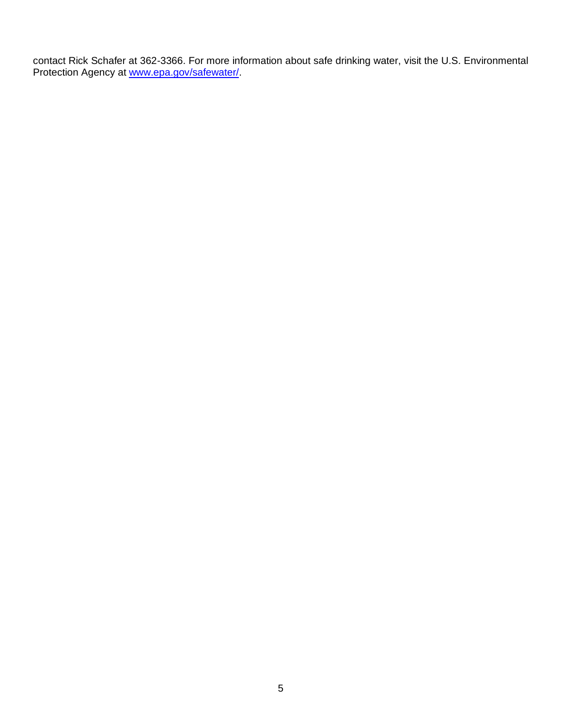contact Rick Schafer at 362-3366. For more information about safe drinking water, visit the U.S. Environmental Protection Agency at [www.epa.gov/safewater/](http://www.epa.gov/safewater/).